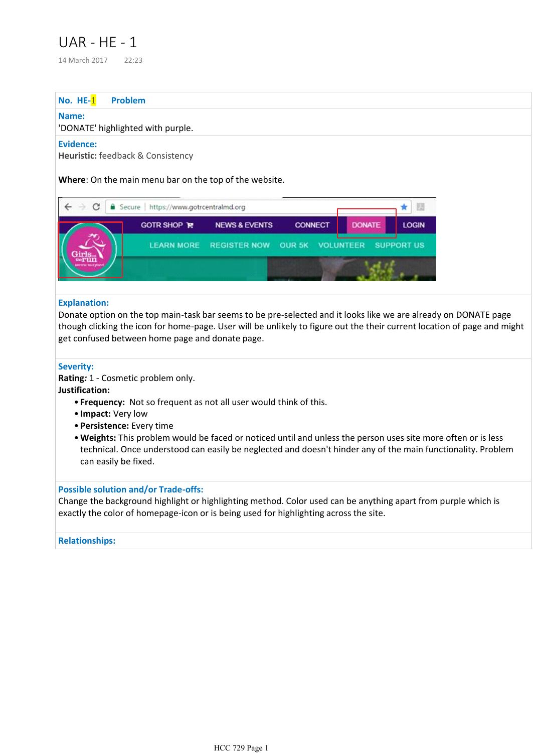# UAR - HE - 1

14 March 2017 22:23

**No. HE-1 Problem**

**Name:**
'DONATE' highlighted with purple.

**Evidence:**
**Heuristic:** feedback & Consistency

**Where**: On the main menu bar on the top of the website.

**Explanation:**
Donate option on the top main-task bar seems to be pre-selected and it looks like we are already on DONATE page though clicking the icon for home-page. User will be unlikely to figure out the their current location of page and might get confused between home page and donate page.

**Severity:**
**Rating:** 1 - Cosmetic problem only.
**Justification:**

- **Frequency:** Not so frequent as not all user would think of this.
- **Impact:** Very low
- **Persistence:** Every time
- **Weights:** This problem would be faced or noticed until and unless the person uses site more often or is less technical. Once understood can easily be neglected and doesn't hinder any of the main functionality. Problem can easily be fixed.

**Possible solution and/or Trade-offs:**
Change the background highlight or highlighting method. Color used can be anything apart from purple which is exactly the color of homepage-icon or is being used for highlighting across the site.

**Relationships:**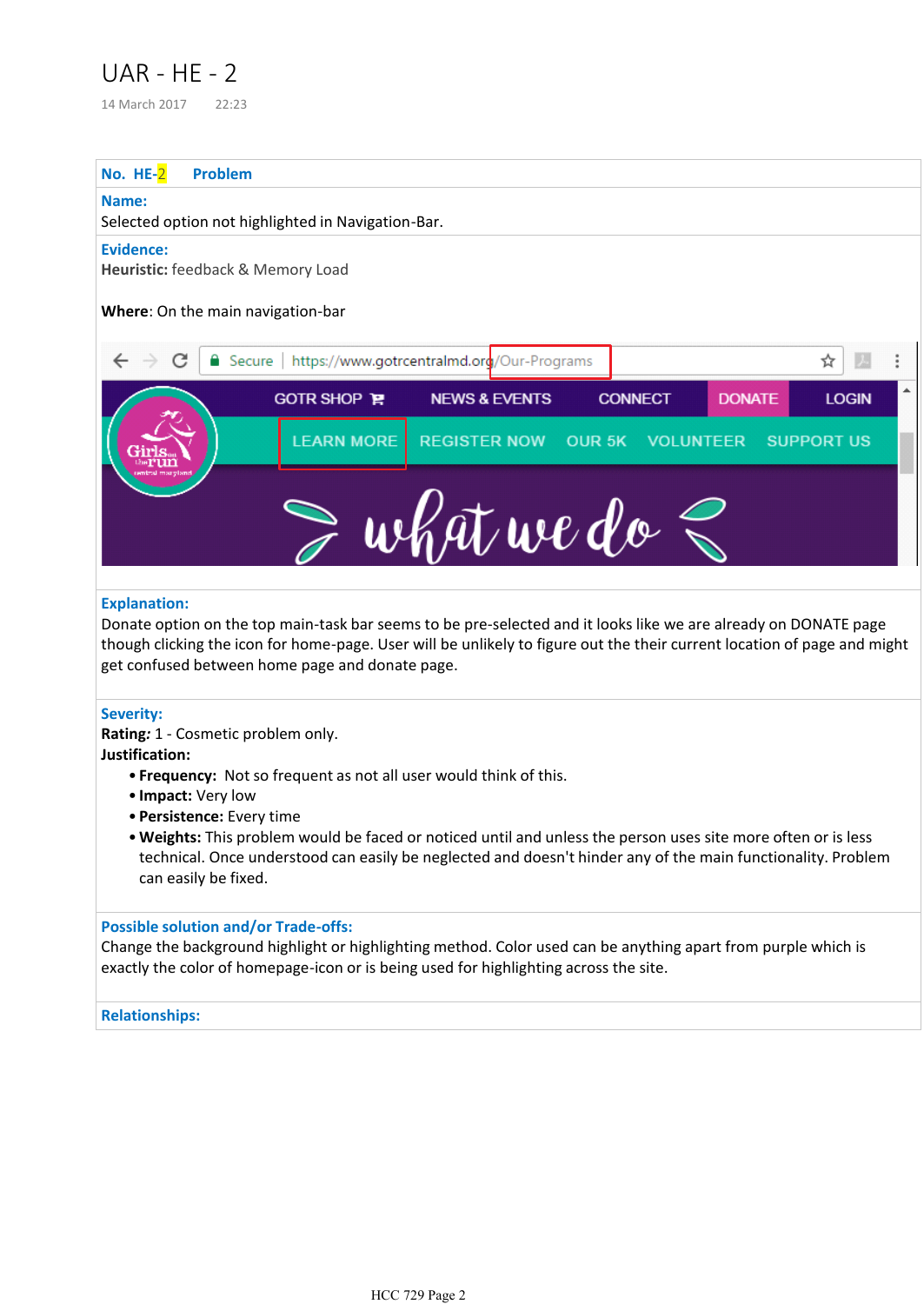# UAR - HE - 2

14 March 2017 22:23

**No. HE-2 Problem**

**Name:**
Selected option not highlighted in Navigation-Bar.

**Evidence:**
**Heuristic:** feedback & Memory Load

**Where**: On the main navigation-bar

**Explanation:**
Donate option on the top main-task bar seems to be pre-selected and it looks like we are already on DONATE page though clicking the icon for home-page. User will be unlikely to figure out the their current location of page and might get confused between home page and donate page.

**Severity:**
**Rating:** 1 - Cosmetic problem only.
**Justification:**

- **Frequency:** Not so frequent as not all user would think of this.
- **Impact:** Very low
- **Persistence:** Every time
- **Weights:** This problem would be faced or noticed until and unless the person uses site more often or is less technical. Once understood can easily be neglected and doesn't hinder any of the main functionality. Problem can easily be fixed.

**Possible solution and/or Trade-offs:**
Change the background highlight or highlighting method. Color used can be anything apart from purple which is exactly the color of homepage-icon or is being used for highlighting across the site.

**Relationships:**